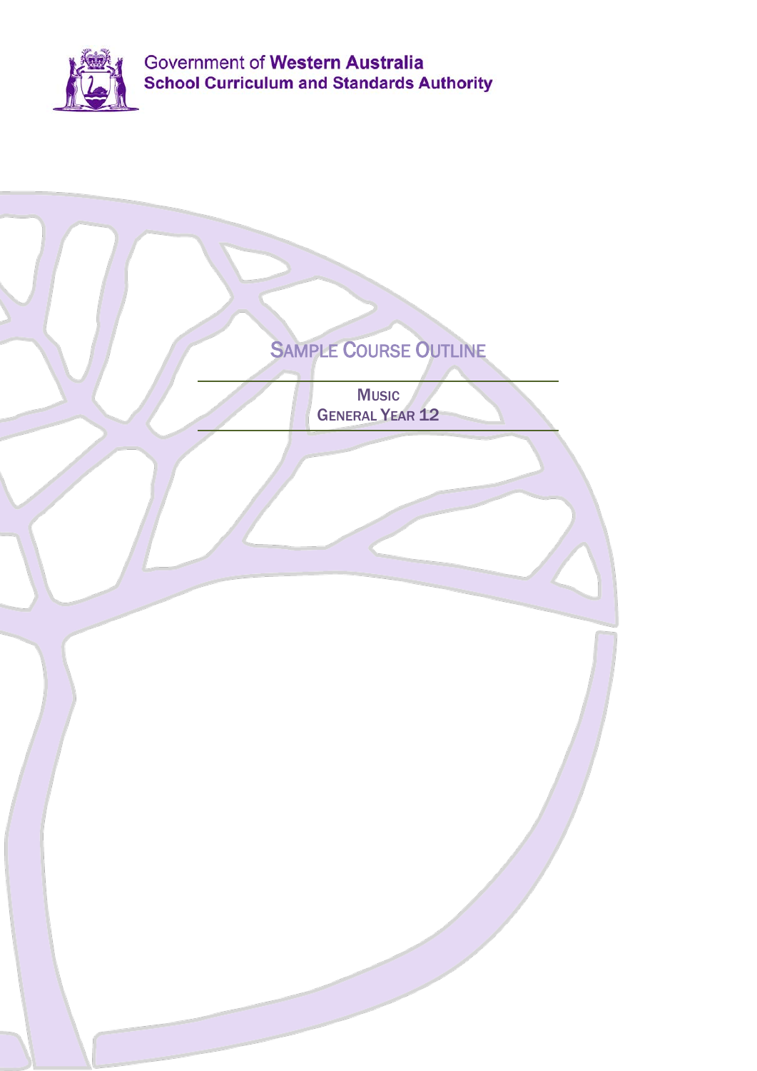Government of **Western Australia**
**School Curriculum and Standards Authority**

# Sample Course Outline

## Music
## General Year 12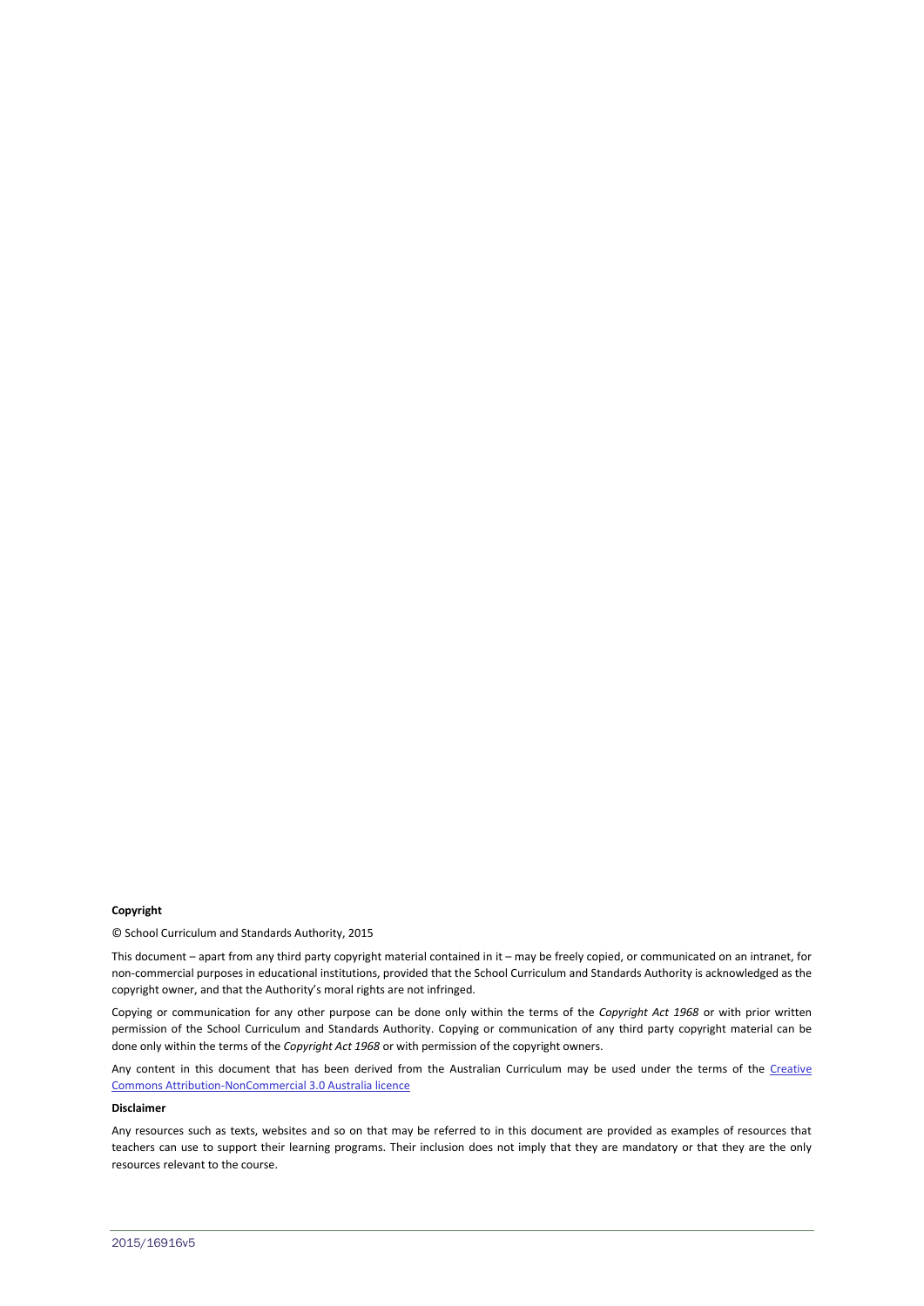**Copyright**

© School Curriculum and Standards Authority, 2015

This document – apart from any third party copyright material contained in it – may be freely copied, or communicated on an intranet, for non-commercial purposes in educational institutions, provided that the School Curriculum and Standards Authority is acknowledged as the copyright owner, and that the Authority's moral rights are not infringed.

Copying or communication for any other purpose can be done only within the terms of the *Copyright Act 1968* or with prior written permission of the School Curriculum and Standards Authority. Copying or communication of any third party copyright material can be done only within the terms of the *Copyright Act 1968* or with permission of the copyright owners.

Any content in this document that has been derived from the Australian Curriculum may be used under the terms of the Creative Commons Attribution-NonCommercial 3.0 Australia licence

**Disclaimer**

Any resources such as texts, websites and so on that may be referred to in this document are provided as examples of resources that teachers can use to support their learning programs. Their inclusion does not imply that they are mandatory or that they are the only resources relevant to the course.

2015/16916v5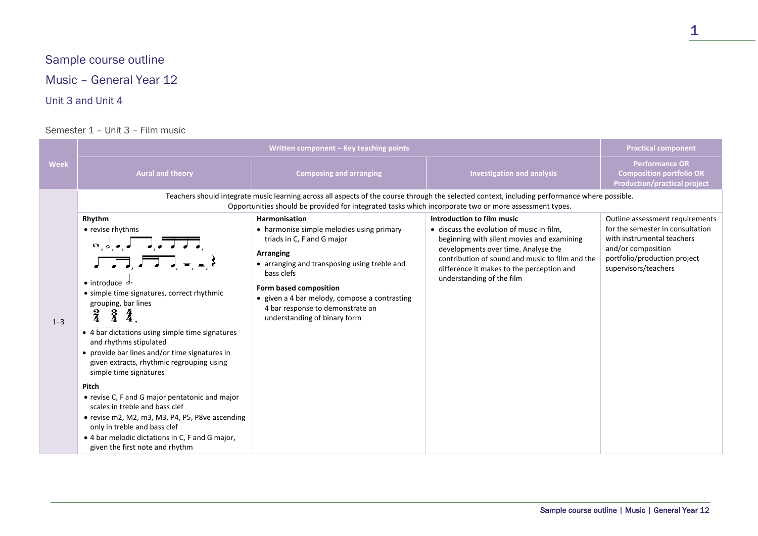# Sample course outline

## Music – General Year 12

### Unit 3 and Unit 4

Semester 1 – Unit 3 – Film music

| Week | Written component – Key teaching points | | | Practical component |
|---|---|---|---|---|
| | **Aural and theory** | **Composing and arranging** | **Investigation and analysis** | **Performance OR Composition portfolio OR Production/practical project** |
| 1–3 | Teachers should integrate music learning across all aspects of the course through the selected context, including performance where possible. Opportunities should be provided for integrated tasks which incorporate two or more assessment types. | | | |
| | **Rhythm**<br>• revise rhythms<br>• introduce<br>• simple time signatures, correct rhythmic grouping, bar lines 2/4, 3/4, 4/4<br>• 4 bar dictations using simple time signatures and rhythms stipulated<br>• provide bar lines and/or time signatures in given extracts, rhythmic regrouping using simple time signatures<br>**Pitch**<br>• revise C, F and G major pentatonic and major scales in treble and bass clef<br>• revise m2, M2, m3, M3, P4, P5, P8ve ascending only in treble and bass clef<br>• 4 bar melodic dictations in C, F and G major, given the first note and rhythm | **Harmonisation**<br>• harmonise simple melodies using primary triads in C, F and G major<br>**Arranging**<br>• arranging and transposing using treble and bass clefs<br>**Form based composition**<br>• given a 4 bar melody, compose a contrasting 4 bar response to demonstrate an understanding of binary form | **Introduction to film music**<br>• discuss the evolution of music in film, beginning with silent movies and examining developments over time. Analyse the contribution of sound and music to film and the difference it makes to the perception and understanding of the film | Outline assessment requirements for the semester in consultation with instrumental teachers and/or composition portfolio/production project supervisors/teachers |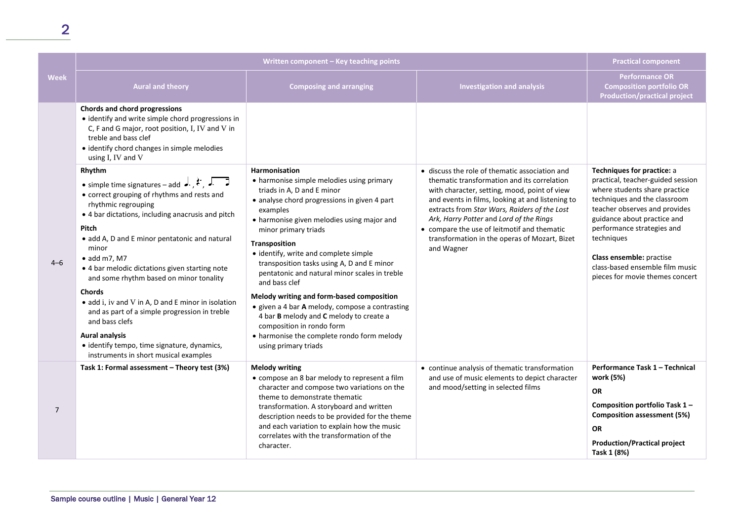| Week | Written component – Key teaching points | | | Practical component |
|---|---|---|---|---|
| | **Aural and theory** | **Composing and arranging** | **Investigation and analysis** | **Performance OR Composition portfolio OR Production/practical project** |
| | **Chords and chord progressions**<br>• identify and write simple chord progressions in C, F and G major, root position, I, IV and V in treble and bass clef<br>• identify chord changes in simple melodies using I, IV and V | | | |
| 4–6 | **Rhythm**<br>• simple time signatures – add ♩., 𝄽., ♩. ♪<br>• correct grouping of rhythms and rests and rhythmic regrouping<br>• 4 bar dictations, including anacrusis and pitch<br>**Pitch**<br>• add A, D and E minor pentatonic and natural minor<br>• add m7, M7<br>• 4 bar melodic dictations given starting note and some rhythm based on minor tonality<br>**Chords**<br>• add i, iv and V in A, D and E minor in isolation and as part of a simple progression in treble and bass clefs<br>**Aural analysis**<br>• identify tempo, time signature, dynamics, instruments in short musical examples | **Harmonisation**<br>• harmonise simple melodies using primary triads in A, D and E minor<br>• analyse chord progressions in given 4 part examples<br>• harmonise given melodies using major and minor primary triads<br>**Transposition**<br>• identify, write and complete simple transposition tasks using A, D and E minor pentatonic and natural minor scales in treble and bass clef<br>**Melody writing and form-based composition**<br>• given a 4 bar **A** melody, compose a contrasting 4 bar **B** melody and **C** melody to create a composition in rondo form<br>• harmonise the complete rondo form melody using primary triads | • discuss the role of thematic association and thematic transformation and its correlation with character, setting, mood, point of view and events in films, looking at and listening to extracts from *Star Wars, Raiders of the Lost Ark, Harry Potter* and *Lord of the Rings*<br>• compare the use of leitmotif and thematic transformation in the operas of Mozart, Bizet and Wagner | **Techniques for practice:** a practical, teacher-guided session where students share practice techniques and the classroom teacher observes and provides guidance about practice and performance strategies and techniques<br><br>**Class ensemble:** practise class-based ensemble film music pieces for movie themes concert |
| 7 | **Task 1: Formal assessment – Theory test (3%)** | **Melody writing**<br>• compose an 8 bar melody to represent a film character and compose two variations on the theme to demonstrate thematic transformation. A storyboard and written description needs to be provided for the theme and each variation to explain how the music correlates with the transformation of the character. | • continue analysis of thematic transformation and use of music elements to depict character and mood/setting in selected films | **Performance Task 1 – Technical work (5%)**<br>**OR**<br>**Composition portfolio Task 1 – Composition assessment (5%)**<br>**OR**<br>**Production/Practical project Task 1 (8%)** |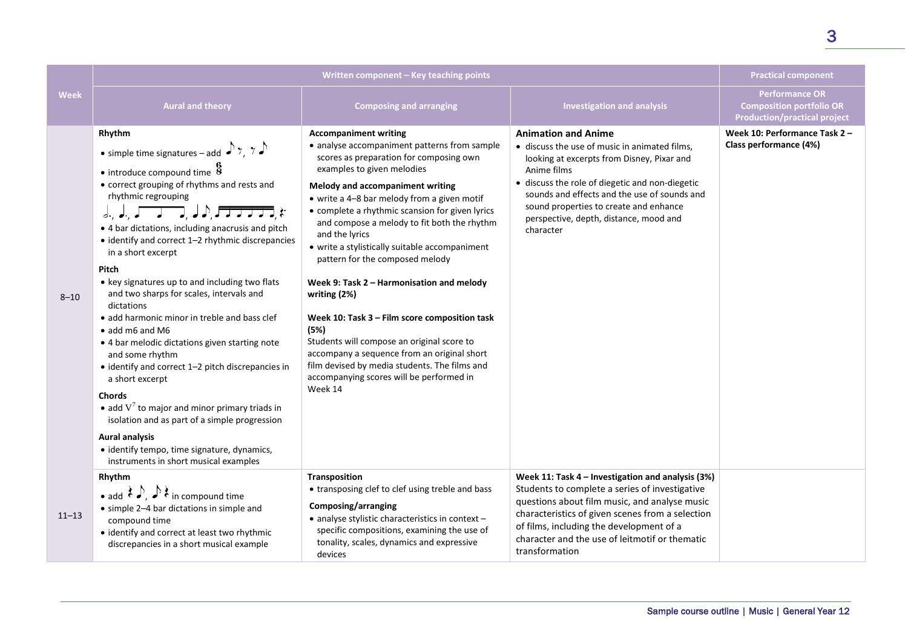| Week | Written component – Key teaching points | | | Practical component |
|---|---|---|---|---|
| | Aural and theory | Composing and arranging | Investigation and analysis | Performance OR Composition portfolio OR Production/practical project |
| 8–10 | **Rhythm**<br>• simple time signatures – add ♪𝄾, 𝄾♪<br>• introduce compound time $\frac{6}{8}$<br>• correct grouping of rhythms and rests and rhythmic regrouping<br>𝅗𝅥., ♩., ♩ ♩ ♩, ♩♪, ♪♪♪♪♪♪, 𝄽.<br>• 4 bar dictations, including anacrusis and pitch<br>• identify and correct 1–2 rhythmic discrepancies in a short excerpt<br>**Pitch**<br>• key signatures up to and including two flats and two sharps for scales, intervals and dictations<br>• add harmonic minor in treble and bass clef<br>• add m6 and M6<br>• 4 bar melodic dictations given starting note and some rhythm<br>• identify and correct 1–2 pitch discrepancies in a short excerpt<br>**Chords**<br>• add $V^7$ to major and minor primary triads in isolation and as part of a simple progression<br>**Aural analysis**<br>• identify tempo, time signature, dynamics, instruments in short musical examples | **Accompaniment writing**<br>• analyse accompaniment patterns from sample scores as preparation for composing own examples to given melodies<br>**Melody and accompaniment writing**<br>• write a 4–8 bar melody from a given motif<br>• complete a rhythmic scansion for given lyrics and compose a melody to fit both the rhythm and the lyrics<br>• write a stylistically suitable accompaniment pattern for the composed melody<br>**Week 9: Task 2 – Harmonisation and melody writing (2%)**<br>**Week 10: Task 3 – Film score composition task (5%)**<br>Students will compose an original score to accompany a sequence from an original short film devised by media students. The films and accompanying scores will be performed in Week 14 | **Animation and Anime**<br>• discuss the use of music in animated films, looking at excerpts from Disney, Pixar and Anime films<br>• discuss the role of diegetic and non-diegetic sounds and effects and the use of sounds and sound properties to create and enhance perspective, depth, distance, mood and character | **Week 10: Performance Task 2 – Class performance (4%)** |
| 11–13 | **Rhythm**<br>• add 𝄽♪, ♪𝄽 in compound time<br>• simple 2–4 bar dictations in simple and compound time<br>• identify and correct at least two rhythmic discrepancies in a short musical example | **Transposition**<br>• transposing clef to clef using treble and bass<br>**Composing/arranging**<br>• analyse stylistic characteristics in context – specific compositions, examining the use of tonality, scales, dynamics and expressive devices | **Week 11: Task 4 – Investigation and analysis (3%)**<br>Students to complete a series of investigative questions about film music, and analyse music characteristics of given scenes from a selection of films, including the development of a character and the use of leitmotif or thematic transformation | |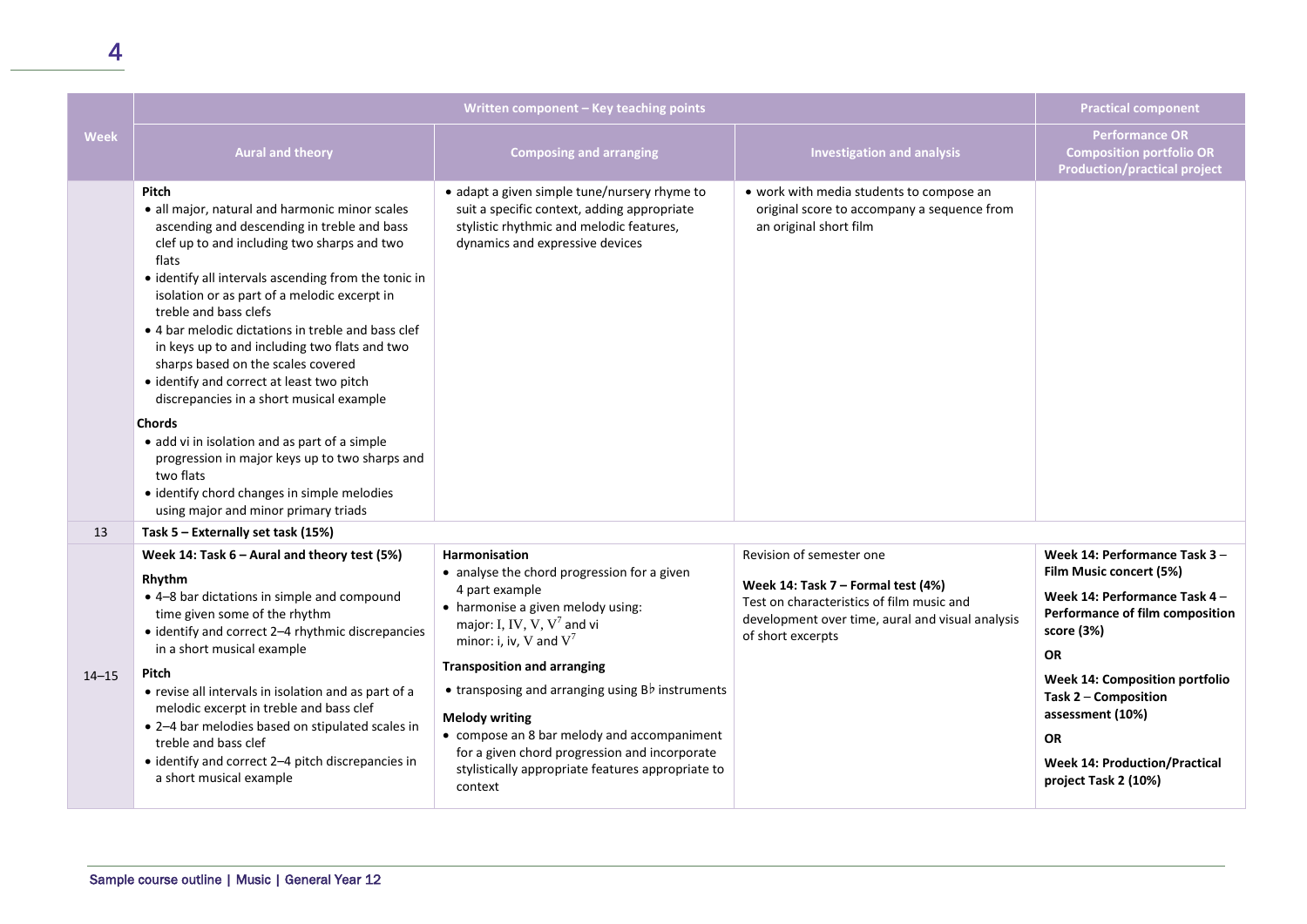| Week | Written component – Key teaching points | | | Practical component |
|---|---|---|---|---|
| | **Aural and theory** | **Composing and arranging** | **Investigation and analysis** | **Performance OR Composition portfolio OR Production/practical project** |
| | **Pitch**<br>• all major, natural and harmonic minor scales ascending and descending in treble and bass clef up to and including two sharps and two flats<br>• identify all intervals ascending from the tonic in isolation or as part of a melodic excerpt in treble and bass clefs<br>• 4 bar melodic dictations in treble and bass clef in keys up to and including two flats and two sharps based on the scales covered<br>• identify and correct at least two pitch discrepancies in a short musical example<br>**Chords**<br>• add vi in isolation and as part of a simple progression in major keys up to two sharps and two flats<br>• identify chord changes in simple melodies using major and minor primary triads | • adapt a given simple tune/nursery rhyme to suit a specific context, adding appropriate stylistic rhythmic and melodic features, dynamics and expressive devices | • work with media students to compose an original score to accompany a sequence from an original short film | |
| 13 | **Task 5 – Externally set task (15%)** | | | |
| 14–15 | **Week 14: Task 6 – Aural and theory test (5%)**<br>**Rhythm**<br>• 4–8 bar dictations in simple and compound time given some of the rhythm<br>• identify and correct 2–4 rhythmic discrepancies in a short musical example<br>**Pitch**<br>• revise all intervals in isolation and as part of a melodic excerpt in treble and bass clef<br>• 2–4 bar melodies based on stipulated scales in treble and bass clef<br>• identify and correct 2–4 pitch discrepancies in a short musical example | **Harmonisation**<br>• analyse the chord progression for a given 4 part example<br>• harmonise a given melody using:<br>major: I, IV, V, $V^7$ and vi<br>minor: i, iv, V and $V^7$<br>**Transposition and arranging**<br>• transposing and arranging using B♭ instruments<br>**Melody writing**<br>• compose an 8 bar melody and accompaniment for a given chord progression and incorporate stylistically appropriate features appropriate to context | Revision of semester one<br>**Week 14: Task 7 – Formal test (4%)**<br>Test on characteristics of film music and development over time, aural and visual analysis of short excerpts | **Week 14: Performance Task 3** – **Film Music concert (5%)**<br>**Week 14: Performance Task 4** – **Performance of film composition score (3%)**<br>**OR**<br>**Week 14: Composition portfolio Task 2** – **Composition assessment (10%)**<br>**OR**<br>**Week 14: Production/Practical project Task 2 (10%)** |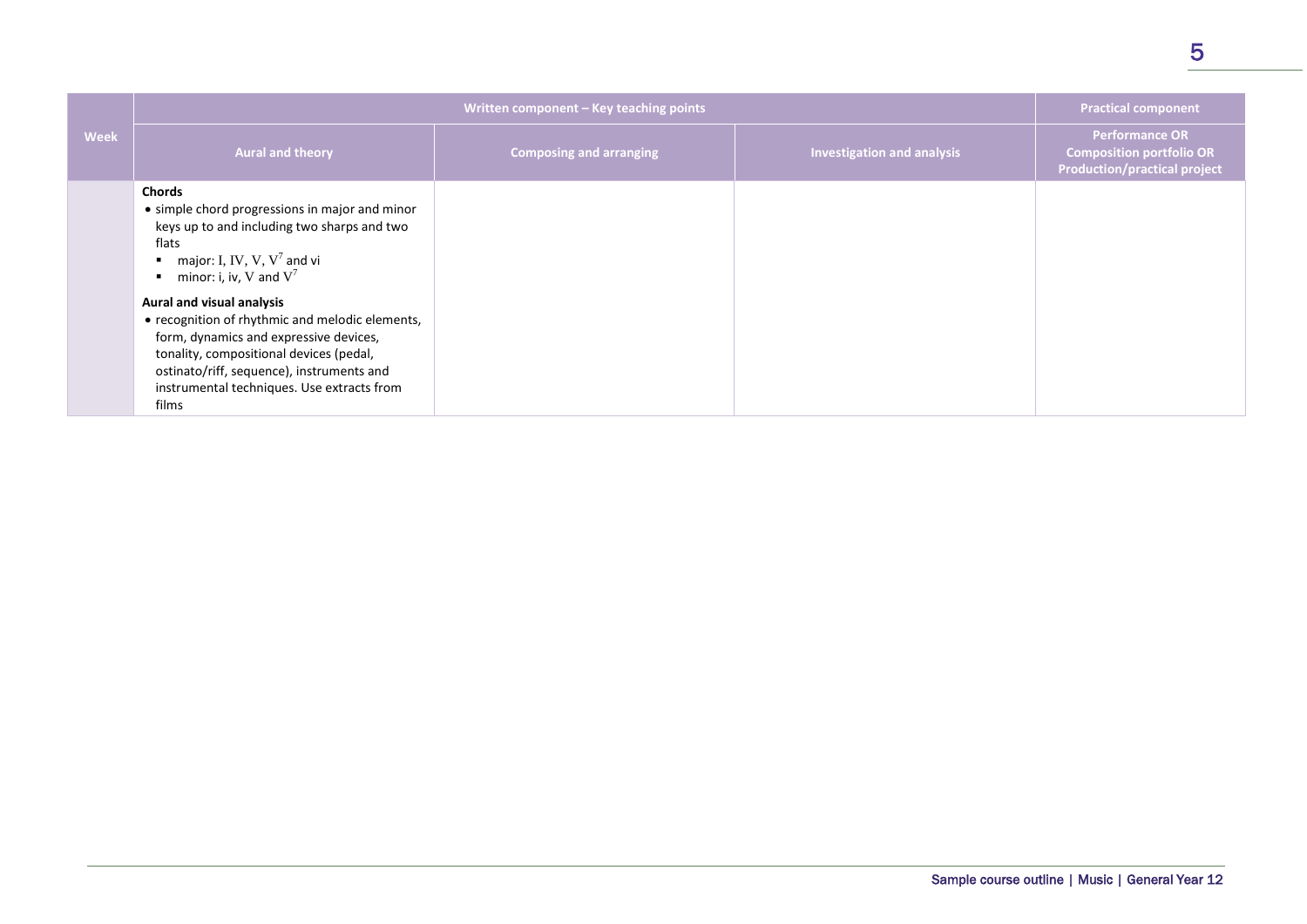| Week | Written component – Key teaching points | | | Practical component |
|---|---|---|---|---|
| | Aural and theory | Composing and arranging | Investigation and analysis | Performance OR Composition portfolio OR Production/practical project |
| | **Chords**<br>• simple chord progressions in major and minor keys up to and including two sharps and two flats<br>▪ major: I, IV, V, $V^7$ and vi<br>▪ minor: i, iv, V and $V^7$<br><br>**Aural and visual analysis**<br>• recognition of rhythmic and melodic elements, form, dynamics and expressive devices, tonality, compositional devices (pedal, ostinato/riff, sequence), instruments and instrumental techniques. Use extracts from films | | | |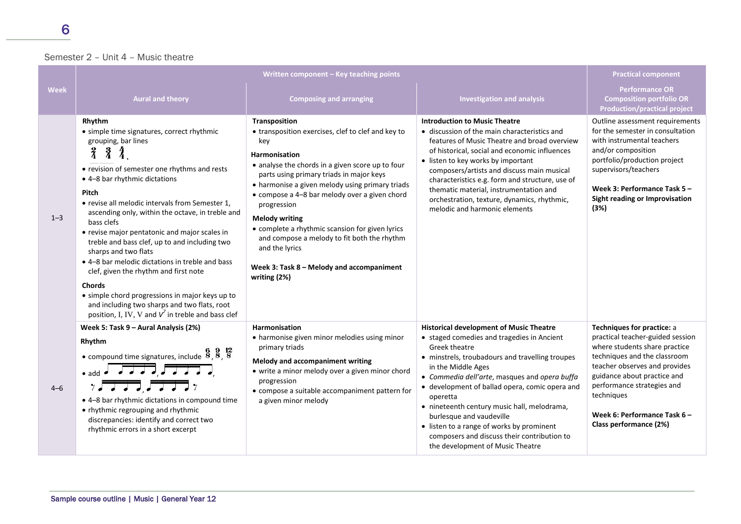Semester 2 – Unit 4 – Music theatre

| Week | Written component – Key teaching points | | | Practical component |
|---|---|---|---|---|
| | **Aural and theory** | **Composing and arranging** | **Investigation and analysis** | **Performance OR Composition portfolio OR Production/practical project** |
| 1–3 | **Rhythm**<br>• simple time signatures, correct rhythmic grouping, bar lines $\frac{2}{4}$ $\frac{3}{4}$ $\frac{4}{4}$,<br>• revision of semester one rhythms and rests<br>• 4–8 bar rhythmic dictations<br>**Pitch**<br>• revise all melodic intervals from Semester 1, ascending only, within the octave, in treble and bass clefs<br>• revise major pentatonic and major scales in treble and bass clef, up to and including two sharps and two flats<br>• 4–8 bar melodic dictations in treble and bass clef, given the rhythm and first note<br>**Chords**<br>• simple chord progressions in major keys up to and including two sharps and two flats, root position, I, IV, V and $V^7$ in treble and bass clef | **Transposition**<br>• transposition exercises, clef to clef and key to key<br>**Harmonisation**<br>• analyse the chords in a given score up to four parts using primary triads in major keys<br>• harmonise a given melody using primary triads<br>• compose a 4–8 bar melody over a given chord progression<br>**Melody writing**<br>• complete a rhythmic scansion for given lyrics and compose a melody to fit both the rhythm and the lyrics<br><br>**Week 3: Task 8 – Melody and accompaniment writing (2%)** | **Introduction to Music Theatre**<br>• discussion of the main characteristics and features of Music Theatre and broad overview of historical, social and economic influences<br>• listen to key works by important composers/artists and discuss main musical characteristics e.g. form and structure, use of thematic material, instrumentation and orchestration, texture, dynamics, rhythmic, melodic and harmonic elements | Outline assessment requirements for the semester in consultation with instrumental teachers and/or composition portfolio/production project supervisors/teachers<br><br>**Week 3: Performance Task 5 – Sight reading or Improvisation (3%)** |
| 4–6 | **Week 5: Task 9 – Aural Analysis (2%)**<br>**Rhythm**<br>• compound time signatures, include $\frac{6}{8}$, $\frac{9}{8}$, $\frac{12}{8}$<br>• add [rhythm patterns]<br>• 4–8 bar rhythmic dictations in compound time<br>• rhythmic regrouping and rhythmic discrepancies: identify and correct two rhythmic errors in a short excerpt | **Harmonisation**<br>• harmonise given minor melodies using minor primary triads<br>**Melody and accompaniment writing**<br>• write a minor melody over a given minor chord progression<br>• compose a suitable accompaniment pattern for a given minor melody | **Historical development of Music Theatre**<br>• staged comedies and tragedies in Ancient Greek theatre<br>• minstrels, troubadours and travelling troupes in the Middle Ages<br>• *Commedia dell'arte*, masques and *opera buffa*<br>• development of ballad opera, comic opera and operetta<br>• nineteenth century music hall, melodrama, burlesque and vaudeville<br>• listen to a range of works by prominent composers and discuss their contribution to the development of Music Theatre | **Techniques for practice:** a practical teacher-guided session where students share practice techniques and the classroom teacher observes and provides guidance about practice and performance strategies and techniques<br><br>**Week 6: Performance Task 6 – Class performance (2%)** |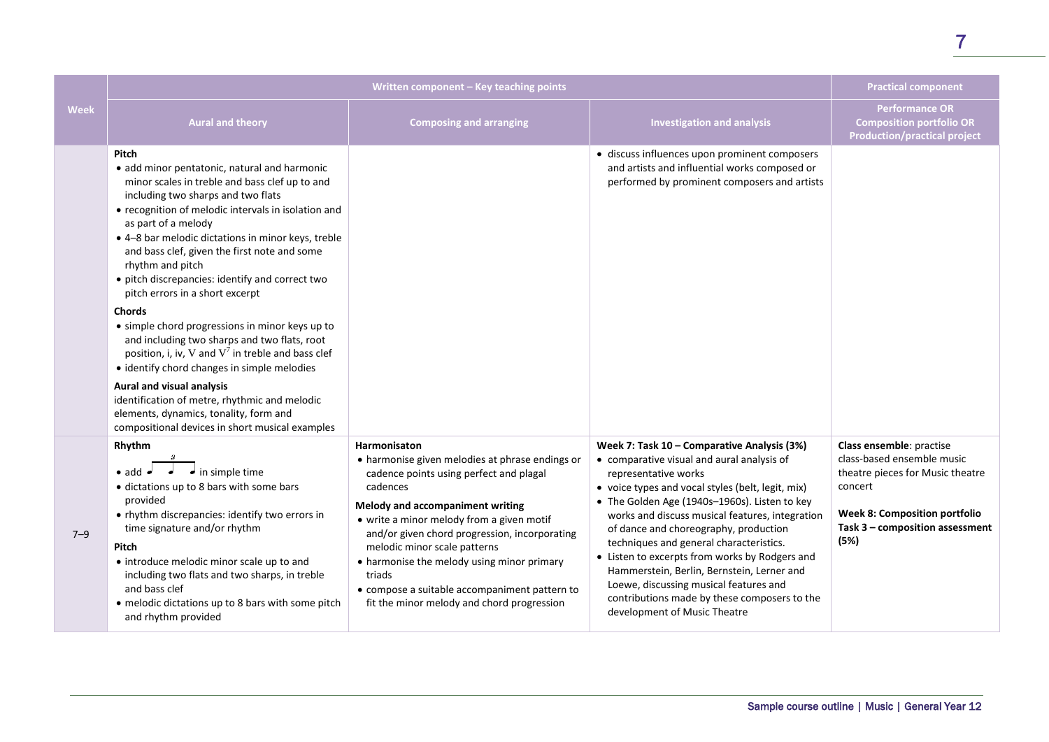| Week | Written component – Key teaching points | | | Practical component |
|---|---|---|---|---|
| | Aural and theory | Composing and arranging | Investigation and analysis | Performance OR Composition portfolio OR Production/practical project |
| | **Pitch**<br>• add minor pentatonic, natural and harmonic minor scales in treble and bass clef up to and including two sharps and two flats<br>• recognition of melodic intervals in isolation and as part of a melody<br>• 4–8 bar melodic dictations in minor keys, treble and bass clef, given the first note and some rhythm and pitch<br>• pitch discrepancies: identify and correct two pitch errors in a short excerpt<br>**Chords**<br>• simple chord progressions in minor keys up to and including two sharps and two flats, root position, i, iv, V and $V^7$ in treble and bass clef<br>• identify chord changes in simple melodies<br>**Aural and visual analysis**<br>identification of metre, rhythmic and melodic elements, dynamics, tonality, form and compositional devices in short musical examples | | • discuss influences upon prominent composers and artists and influential works composed or performed by prominent composers and artists | |
| 7–9 | **Rhythm**<br>• add (quaver-triplet rhythm) in simple time<br>• dictations up to 8 bars with some bars provided<br>• rhythm discrepancies: identify two errors in time signature and/or rhythm<br>**Pitch**<br>• introduce melodic minor scale up to and including two flats and two sharps, in treble and bass clef<br>• melodic dictations up to 8 bars with some pitch and rhythm provided | **Harmonisaton**<br>• harmonise given melodies at phrase endings or cadence points using perfect and plagal cadences<br>**Melody and accompaniment writing**<br>• write a minor melody from a given motif and/or given chord progression, incorporating melodic minor scale patterns<br>• harmonise the melody using minor primary triads<br>• compose a suitable accompaniment pattern to fit the minor melody and chord progression | **Week 7: Task 10 – Comparative Analysis (3%)**<br>• comparative visual and aural analysis of representative works<br>• voice types and vocal styles (belt, legit, mix)<br>• The Golden Age (1940s–1960s). Listen to key works and discuss musical features, integration of dance and choreography, production techniques and general characteristics.<br>• Listen to excerpts from works by Rodgers and Hammerstein, Berlin, Bernstein, Lerner and Loewe, discussing musical features and contributions made by these composers to the development of Music Theatre | **Class ensemble**: practise class-based ensemble music theatre pieces for Music theatre concert<br><br>**Week 8: Composition portfolio Task 3 – composition assessment (5%)** |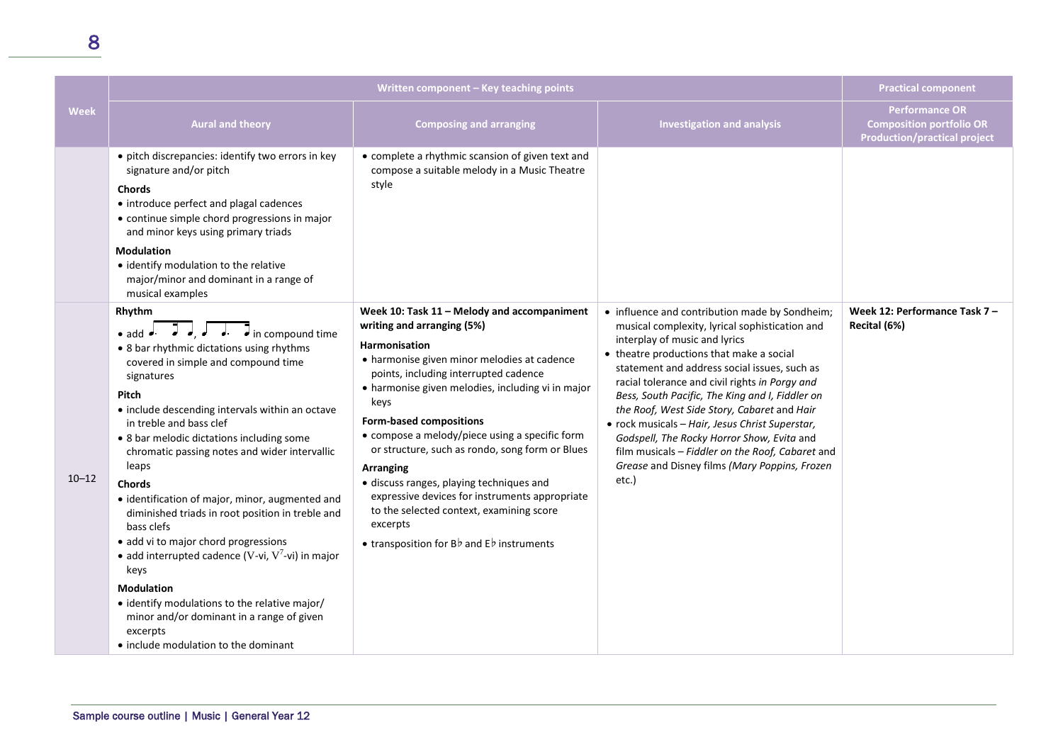| Week | Written component – Key teaching points | | | Practical component |
|---|---|---|---|---|
| | Aural and theory | Composing and arranging | Investigation and analysis | Performance OR Composition portfolio OR Production/practical project |
| | • pitch discrepancies: identify two errors in key signature and/or pitch<br>**Chords**<br>• introduce perfect and plagal cadences<br>• continue simple chord progressions in major and minor keys using primary triads<br>**Modulation**<br>• identify modulation to the relative major/minor and dominant in a range of musical examples | • complete a rhythmic scansion of given text and compose a suitable melody in a Music Theatre style | | |
| 10–12 | **Rhythm**<br>• add ♩. ♪ ♩, ♩ ♩. ♪ in compound time<br>• 8 bar rhythmic dictations using rhythms covered in simple and compound time signatures<br>**Pitch**<br>• include descending intervals within an octave in treble and bass clef<br>• 8 bar melodic dictations including some chromatic passing notes and wider intervallic leaps<br>**Chords**<br>• identification of major, minor, augmented and diminished triads in root position in treble and bass clefs<br>• add vi to major chord progressions<br>• add interrupted cadence (V-vi, $V^7$-vi) in major keys<br>**Modulation**<br>• identify modulations to the relative major/ minor and/or dominant in a range of given excerpts<br>• include modulation to the dominant | **Week 10: Task 11 – Melody and accompaniment writing and arranging (5%)**<br>**Harmonisation**<br>• harmonise given minor melodies at cadence points, including interrupted cadence<br>• harmonise given melodies, including vi in major keys<br>**Form-based compositions**<br>• compose a melody/piece using a specific form or structure, such as rondo, song form or Blues<br>**Arranging**<br>• discuss ranges, playing techniques and expressive devices for instruments appropriate to the selected context, examining score excerpts<br>• transposition for B♭ and E♭ instruments | • influence and contribution made by Sondheim; musical complexity, lyrical sophistication and interplay of music and lyrics<br>• theatre productions that make a social statement and address social issues, such as racial tolerance and civil rights *in Porgy and Bess, South Pacific, The King and I, Fiddler on the Roof, West Side Story, Cabaret* and *Hair*<br>• rock musicals – *Hair, Jesus Christ Superstar, Godspell, The Rocky Horror Show, Evita* and film musicals – *Fiddler on the Roof, Cabaret* and *Grease* and Disney films *(Mary Poppins, Frozen* etc.) | **Week 12: Performance Task 7 – Recital (6%)** |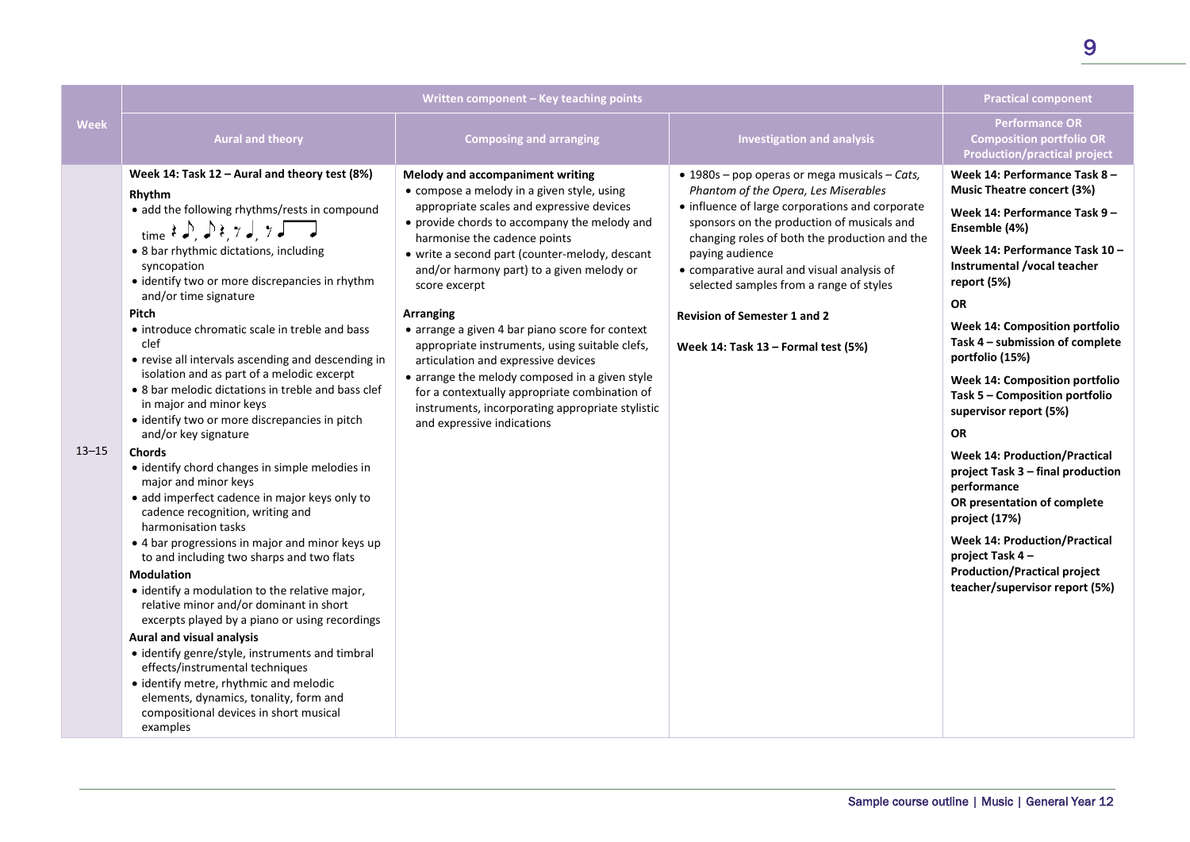| Week | Written component – Key teaching points | | | Practical component |
|---|---|---|---|---|
| | **Aural and theory** | **Composing and arranging** | **Investigation and analysis** | **Performance OR Composition portfolio OR Production/practical project** |
| 13–15 | **Week 14: Task 12 – Aural and theory test (8%)**<br>**Rhythm**<br>• add the following rhythms/rests in compound time 𝄽 ♩♪, ♪𝄽, 𝄾♩., 𝄾♫♩<br>• 8 bar rhythmic dictations, including syncopation<br>• identify two or more discrepancies in rhythm and/or time signature<br>**Pitch**<br>• introduce chromatic scale in treble and bass clef<br>• revise all intervals ascending and descending in isolation and as part of a melodic excerpt<br>• 8 bar melodic dictations in treble and bass clef in major and minor keys<br>• identify two or more discrepancies in pitch and/or key signature<br>**Chords**<br>• identify chord changes in simple melodies in major and minor keys<br>• add imperfect cadence in major keys only to cadence recognition, writing and harmonisation tasks<br>• 4 bar progressions in major and minor keys up to and including two sharps and two flats<br>**Modulation**<br>• identify a modulation to the relative major, relative minor and/or dominant in short excerpts played by a piano or using recordings<br>**Aural and visual analysis**<br>• identify genre/style, instruments and timbral effects/instrumental techniques<br>• identify metre, rhythmic and melodic elements, dynamics, tonality, form and compositional devices in short musical examples | **Melody and accompaniment writing**<br>• compose a melody in a given style, using appropriate scales and expressive devices<br>• provide chords to accompany the melody and harmonise the cadence points<br>• write a second part (counter-melody, descant and/or harmony part) to a given melody or score excerpt<br>**Arranging**<br>• arrange a given 4 bar piano score for context appropriate instruments, using suitable clefs, articulation and expressive devices<br>• arrange the melody composed in a given style for a contextually appropriate combination of instruments, incorporating appropriate stylistic and expressive indications | • 1980s – pop operas or mega musicals – *Cats, Phantom of the Opera, Les Miserables*<br>• influence of large corporations and corporate sponsors on the production of musicals and changing roles of both the production and the paying audience<br>• comparative aural and visual analysis of selected samples from a range of styles<br><br>**Revision of Semester 1 and 2**<br><br>**Week 14: Task 13 – Formal test (5%)** | **Week 14: Performance Task 8 – Music Theatre concert (3%)**<br>**Week 14: Performance Task 9 – Ensemble (4%)**<br>**Week 14: Performance Task 10 – Instrumental /vocal teacher report (5%)**<br>**OR**<br>**Week 14: Composition portfolio Task 4 – submission of complete portfolio (15%)**<br>**Week 14: Composition portfolio Task 5 – Composition portfolio supervisor report (5%)**<br>**OR**<br>**Week 14: Production/Practical project Task 3 – final production performance OR presentation of complete project (17%)**<br>**Week 14: Production/Practical project Task 4 – Production/Practical project teacher/supervisor report (5%)** |